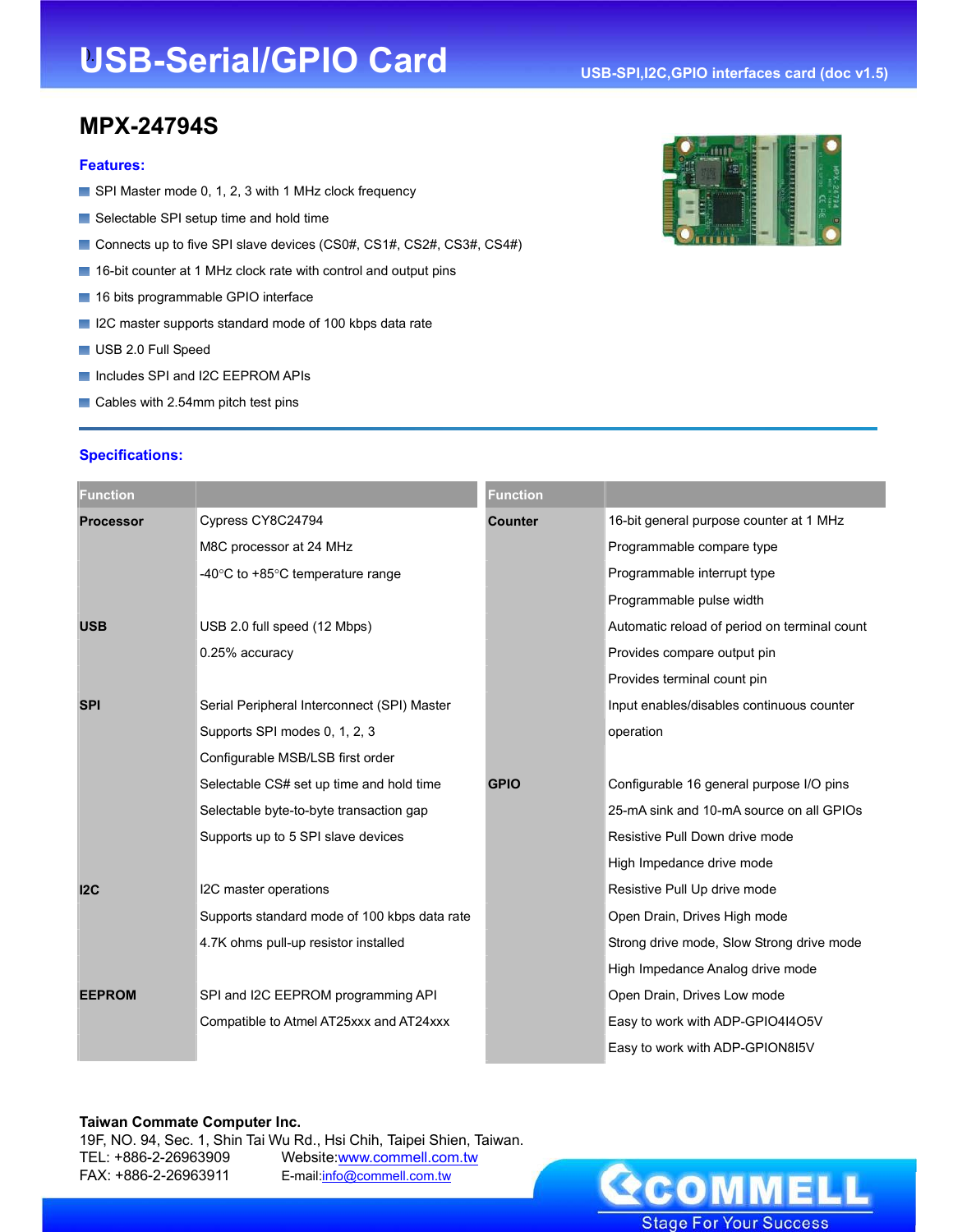# USB-Serial/GPIO Card

USB-SPI,I2C,GPIO interfaces card (doc v1.5)

## MPX-24794S

### Features:

- SPI Master mode 0, 1, 2, 3 with 1 MHz clock frequency
- Selectable SPI setup time and hold time
- Connects up to five SPI slave devices (CS0#, CS1#, CS2#, CS3#, CS4#)
- 16-bit counter at 1 MHz clock rate with control and output pins
- 16 bits programmable GPIO interface
- I2C master supports standard mode of 100 kbps data rate
- USB 2.0 Full Speed
- Includes SPI and I2C EEPROM APIs
- Cables with 2.54mm pitch test pins

### Specifications:

| Function | |
|---|---|
| **Processor** | Cypress CY8C24794 |
| | M8C processor at 24 MHz |
| | -40°C to +85°C temperature range |
| **USB** | USB 2.0 full speed (12 Mbps) |
| | 0.25% accuracy |
| **SPI** | Serial Peripheral Interconnect (SPI) Master |
| | Supports SPI modes 0, 1, 2, 3 |
| | Configurable MSB/LSB first order |
| | Selectable CS# set up time and hold time |
| | Selectable byte-to-byte transaction gap |
| | Supports up to 5 SPI slave devices |
| **I2C** | I2C master operations |
| | Supports standard mode of 100 kbps data rate |
| | 4.7K ohms pull-up resistor installed |
| **EEPROM** | SPI and I2C EEPROM programming API |
| | Compatible to Atmel AT25xxx and AT24xxx |

| Function | |
|---|---|
| **Counter** | 16-bit general purpose counter at 1 MHz |
| | Programmable compare type |
| | Programmable interrupt type |
| | Programmable pulse width |
| | Automatic reload of period on terminal count |
| | Provides compare output pin |
| | Provides terminal count pin |
| | Input enables/disables continuous counter operation |
| **GPIO** | Configurable 16 general purpose I/O pins |
| | 25-mA sink and 10-mA source on all GPIOs |
| | Resistive Pull Down drive mode |
| | High Impedance drive mode |
| | Resistive Pull Up drive mode |
| | Open Drain, Drives High mode |
| | Strong drive mode, Slow Strong drive mode |
| | High Impedance Analog drive mode |
| | Open Drain, Drives Low mode |
| | Easy to work with ADP-GPIO4I4O5V |
| | Easy to work with ADP-GPION8I5V |

**Taiwan Commate Computer Inc.**
19F, NO. 94, Sec. 1, Shin Tai Wu Rd., Hsi Chih, Taipei Shien, Taiwan.
TEL: +886-2-26963909 Website:www.commell.com.tw
FAX: +886-2-26963911 E-mail:info@commell.com.tw

COMMELL
Stage For Your Success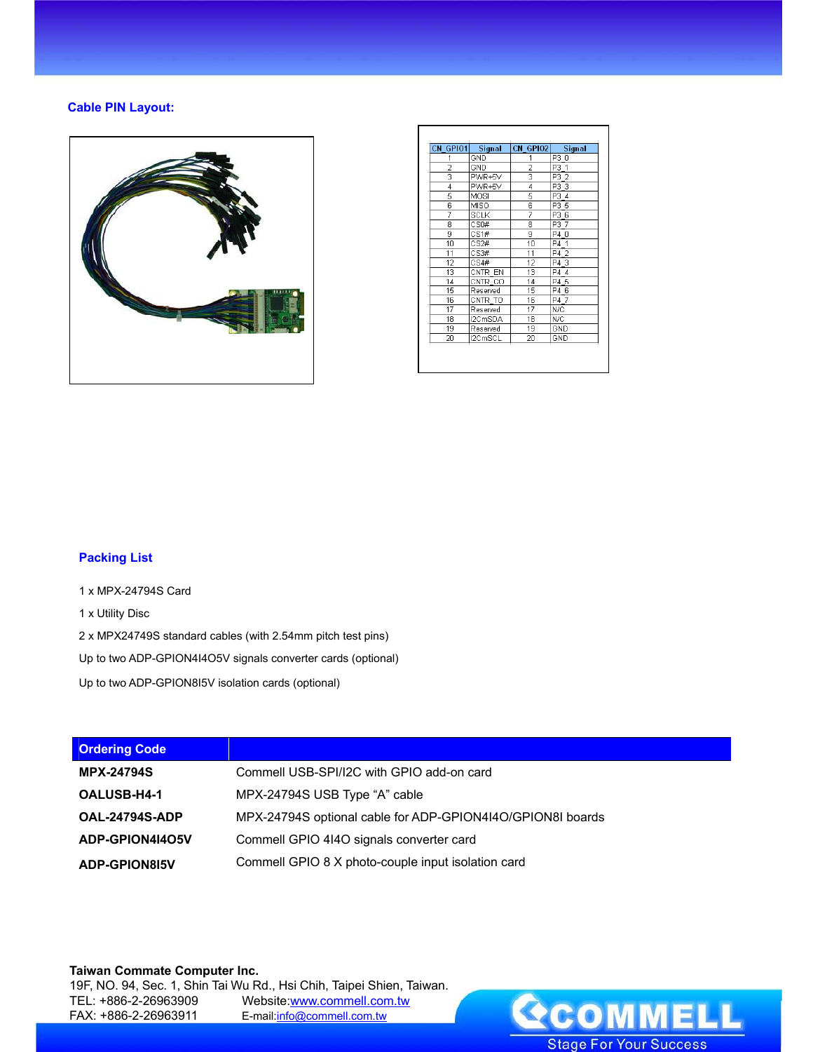## Cable PIN Layout:

| CN_GPIO1 | Signal | CN_GPIO2 | Signal |
|---|---|---|---|
| 1 | GND | 1 | P3_0 |
| 2 | GND | 2 | P3_1 |
| 3 | PWR+5V | 3 | P3_2 |
| 4 | PWR+5V | 4 | P3_3 |
| 5 | MOSI | 5 | P3_4 |
| 6 | MISO | 6 | P3_5 |
| 7 | SCLK | 7 | P3_6 |
| 8 | CS0# | 8 | P3_7 |
| 9 | CS1# | 9 | P4_0 |
| 10 | CS2# | 10 | P4_1 |
| 11 | CS3# | 11 | P4_2 |
| 12 | CS4# | 12 | P4_3 |
| 13 | CNTR_EN | 13 | P4_4 |
| 14 | CNTR_CO | 14 | P4_5 |
| 15 | Reserved | 15 | P4_6 |
| 16 | CNTR_TO | 16 | P4_7 |
| 17 | Reserved | 17 | N/C |
| 18 | I2CmSDA | 18 | N/C |
| 19 | Reserved | 19 | GND |
| 20 | I2CmSCL | 20 | GND |

## Packing List

1 x MPX-24794S Card

1 x Utility Disc

2 x MPX24749S standard cables (with 2.54mm pitch test pins)

Up to two ADP-GPION4I4O5V signals converter cards (optional)

Up to two ADP-GPION8I5V isolation cards (optional)

| Ordering Code | |
|---|---|
| **MPX-24794S** | Commell USB-SPI/I2C with GPIO add-on card |
| **OALUSB-H4-1** | MPX-24794S USB Type "A" cable |
| **OAL-24794S-ADP** | MPX-24794S optional cable for ADP-GPION4I4O/GPION8I boards |
| **ADP-GPION4I4O5V** | Commell GPIO 4I4O signals converter card |
| **ADP-GPION8I5V** | Commell GPIO 8 X photo-couple input isolation card |

**Taiwan Commate Computer Inc.**
19F, NO. 94, Sec. 1, Shin Tai Wu Rd., Hsi Chih, Taipei Shien, Taiwan.
TEL: +886-2-26963909 Website:www.commell.com.tw
FAX: +886-2-26963911 E-mail:info@commell.com.tw